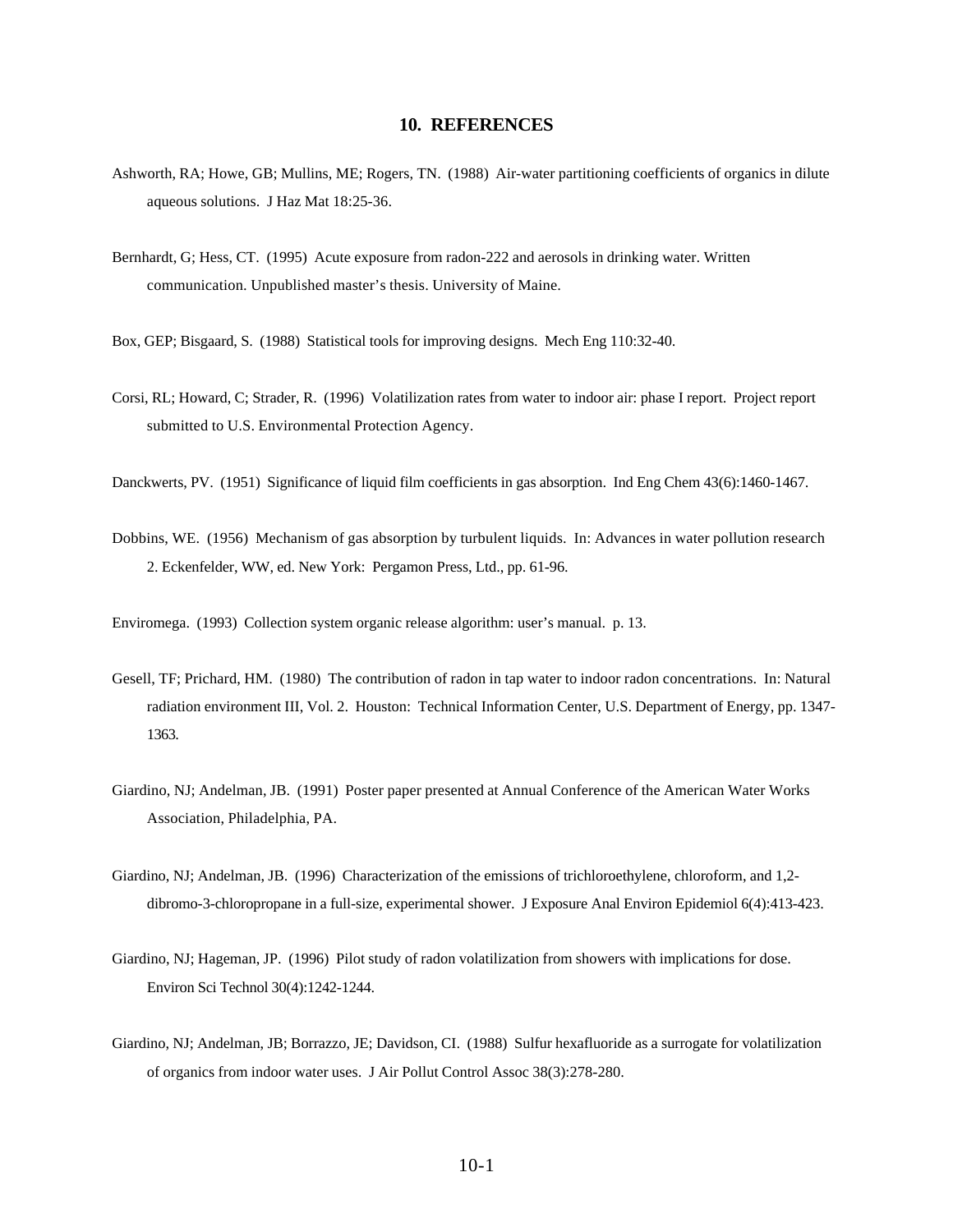# 10. REFERENCES

Ashworth, RA; Howe, GB; Mullins, ME; Rogers, TN. (1988) Air-water partitioning coefficients of organics in dilute aqueous solutions. J Haz Mat 18:25-36.

Bernhardt, G; Hess, CT. (1995) Acute exposure from radon-222 and aerosols in drinking water. Written communication. Unpublished master's thesis. University of Maine.

Box, GEP; Bisgaard, S. (1988) Statistical tools for improving designs. Mech Eng 110:32-40.

Corsi, RL; Howard, C; Strader, R. (1996) Volatilization rates from water to indoor air: phase I report. Project report submitted to U.S. Environmental Protection Agency.

Danckwerts, PV. (1951) Significance of liquid film coefficients in gas absorption. Ind Eng Chem 43(6):1460-1467.

Dobbins, WE. (1956) Mechanism of gas absorption by turbulent liquids. In: Advances in water pollution research 2. Eckenfelder, WW, ed. New York: Pergamon Press, Ltd., pp. 61-96.

Enviromega. (1993) Collection system organic release algorithm: user's manual. p. 13.

Gesell, TF; Prichard, HM. (1980) The contribution of radon in tap water to indoor radon concentrations. In: Natural radiation environment III, Vol. 2. Houston: Technical Information Center, U.S. Department of Energy, pp. 1347-1363.

Giardino, NJ; Andelman, JB. (1991) Poster paper presented at Annual Conference of the American Water Works Association, Philadelphia, PA.

Giardino, NJ; Andelman, JB. (1996) Characterization of the emissions of trichloroethylene, chloroform, and 1,2-dibromo-3-chloropropane in a full-size, experimental shower. J Exposure Anal Environ Epidemiol 6(4):413-423.

Giardino, NJ; Hageman, JP. (1996) Pilot study of radon volatilization from showers with implications for dose. Environ Sci Technol 30(4):1242-1244.

Giardino, NJ; Andelman, JB; Borrazzo, JE; Davidson, CI. (1988) Sulfur hexafluoride as a surrogate for volatilization of organics from indoor water uses. J Air Pollut Control Assoc 38(3):278-280.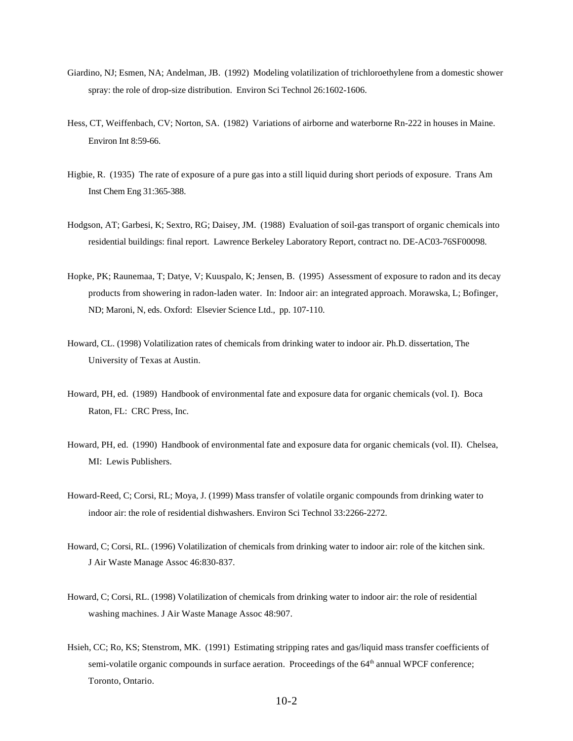Giardino, NJ; Esmen, NA; Andelman, JB. (1992) Modeling volatilization of trichloroethylene from a domestic shower spray: the role of drop-size distribution. Environ Sci Technol 26:1602-1606.

Hess, CT, Weiffenbach, CV; Norton, SA. (1982) Variations of airborne and waterborne Rn-222 in houses in Maine. Environ Int 8:59-66.

Higbie, R. (1935) The rate of exposure of a pure gas into a still liquid during short periods of exposure. Trans Am Inst Chem Eng 31:365-388.

Hodgson, AT; Garbesi, K; Sextro, RG; Daisey, JM. (1988) Evaluation of soil-gas transport of organic chemicals into residential buildings: final report. Lawrence Berkeley Laboratory Report, contract no. DE-AC03-76SF00098.

Hopke, PK; Raunemaa, T; Datye, V; Kuuspalo, K; Jensen, B. (1995) Assessment of exposure to radon and its decay products from showering in radon-laden water. In: Indoor air: an integrated approach. Morawska, L; Bofinger, ND; Maroni, N, eds. Oxford: Elsevier Science Ltd., pp. 107-110.

Howard, CL. (1998) Volatilization rates of chemicals from drinking water to indoor air. Ph.D. dissertation, The University of Texas at Austin.

Howard, PH, ed. (1989) Handbook of environmental fate and exposure data for organic chemicals (vol. I). Boca Raton, FL: CRC Press, Inc.

Howard, PH, ed. (1990) Handbook of environmental fate and exposure data for organic chemicals (vol. II). Chelsea, MI: Lewis Publishers.

Howard-Reed, C; Corsi, RL; Moya, J. (1999) Mass transfer of volatile organic compounds from drinking water to indoor air: the role of residential dishwashers. Environ Sci Technol 33:2266-2272.

Howard, C; Corsi, RL. (1996) Volatilization of chemicals from drinking water to indoor air: role of the kitchen sink. J Air Waste Manage Assoc 46:830-837.

Howard, C; Corsi, RL. (1998) Volatilization of chemicals from drinking water to indoor air: the role of residential washing machines. J Air Waste Manage Assoc 48:907.

Hsieh, CC; Ro, KS; Stenstrom, MK. (1991) Estimating stripping rates and gas/liquid mass transfer coefficients of semi-volatile organic compounds in surface aeration. Proceedings of the 64th annual WPCF conference; Toronto, Ontario.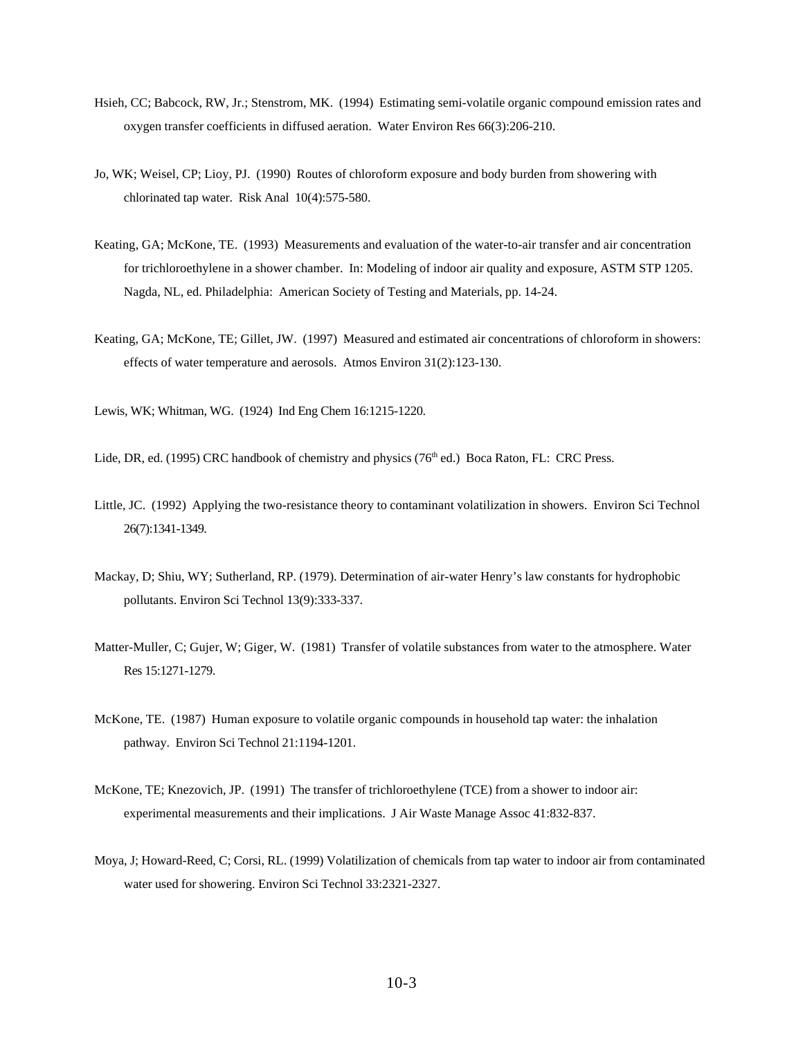Hsieh, CC; Babcock, RW, Jr.; Stenstrom, MK. (1994) Estimating semi-volatile organic compound emission rates and oxygen transfer coefficients in diffused aeration. Water Environ Res 66(3):206-210.

Jo, WK; Weisel, CP; Lioy, PJ. (1990) Routes of chloroform exposure and body burden from showering with chlorinated tap water. Risk Anal 10(4):575-580.

Keating, GA; McKone, TE. (1993) Measurements and evaluation of the water-to-air transfer and air concentration for trichloroethylene in a shower chamber. In: Modeling of indoor air quality and exposure, ASTM STP 1205. Nagda, NL, ed. Philadelphia: American Society of Testing and Materials, pp. 14-24.

Keating, GA; McKone, TE; Gillet, JW. (1997) Measured and estimated air concentrations of chloroform in showers: effects of water temperature and aerosols. Atmos Environ 31(2):123-130.

Lewis, WK; Whitman, WG. (1924) Ind Eng Chem 16:1215-1220.

Lide, DR, ed. (1995) CRC handbook of chemistry and physics (76th ed.) Boca Raton, FL: CRC Press.

Little, JC. (1992) Applying the two-resistance theory to contaminant volatilization in showers. Environ Sci Technol 26(7):1341-1349.

Mackay, D; Shiu, WY; Sutherland, RP. (1979). Determination of air-water Henry's law constants for hydrophobic pollutants. Environ Sci Technol 13(9):333-337.

Matter-Muller, C; Gujer, W; Giger, W. (1981) Transfer of volatile substances from water to the atmosphere. Water Res 15:1271-1279.

McKone, TE. (1987) Human exposure to volatile organic compounds in household tap water: the inhalation pathway. Environ Sci Technol 21:1194-1201.

McKone, TE; Knezovich, JP. (1991) The transfer of trichloroethylene (TCE) from a shower to indoor air: experimental measurements and their implications. J Air Waste Manage Assoc 41:832-837.

Moya, J; Howard-Reed, C; Corsi, RL. (1999) Volatilization of chemicals from tap water to indoor air from contaminated water used for showering. Environ Sci Technol 33:2321-2327.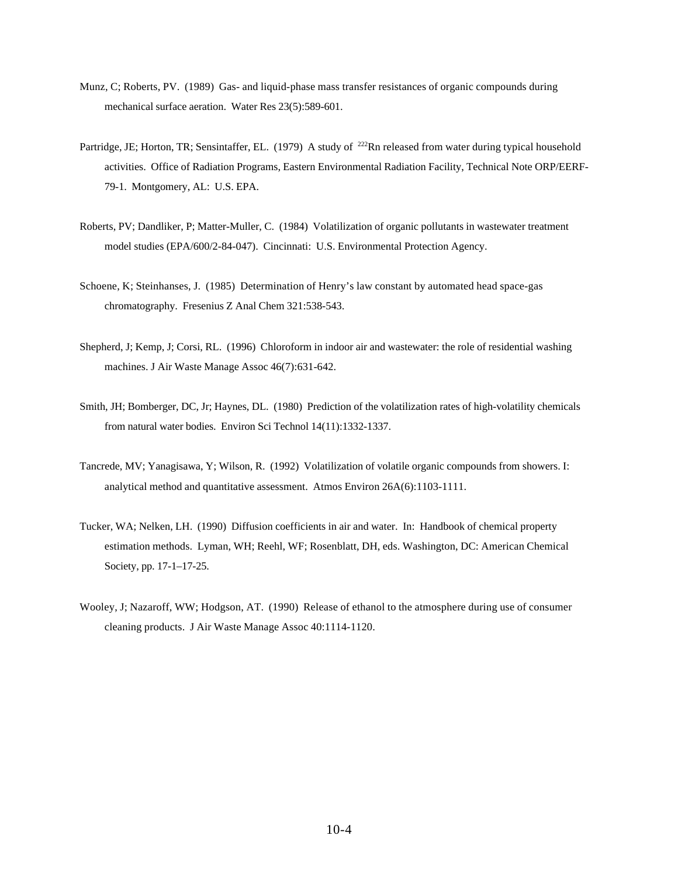Munz, C; Roberts, PV. (1989) Gas- and liquid-phase mass transfer resistances of organic compounds during mechanical surface aeration. Water Res 23(5):589-601.

Partridge, JE; Horton, TR; Sensintaffer, EL. (1979) A study of $^{222}$Rn released from water during typical household activities. Office of Radiation Programs, Eastern Environmental Radiation Facility, Technical Note ORP/EERF-79-1. Montgomery, AL: U.S. EPA.

Roberts, PV; Dandliker, P; Matter-Muller, C. (1984) Volatilization of organic pollutants in wastewater treatment model studies (EPA/600/2-84-047). Cincinnati: U.S. Environmental Protection Agency.

Schoene, K; Steinhanses, J. (1985) Determination of Henry's law constant by automated head space-gas chromatography. Fresenius Z Anal Chem 321:538-543.

Shepherd, J; Kemp, J; Corsi, RL. (1996) Chloroform in indoor air and wastewater: the role of residential washing machines. J Air Waste Manage Assoc 46(7):631-642.

Smith, JH; Bomberger, DC, Jr; Haynes, DL. (1980) Prediction of the volatilization rates of high-volatility chemicals from natural water bodies. Environ Sci Technol 14(11):1332-1337.

Tancrede, MV; Yanagisawa, Y; Wilson, R. (1992) Volatilization of volatile organic compounds from showers. I: analytical method and quantitative assessment. Atmos Environ 26A(6):1103-1111.

Tucker, WA; Nelken, LH. (1990) Diffusion coefficients in air and water. In: Handbook of chemical property estimation methods. Lyman, WH; Reehl, WF; Rosenblatt, DH, eds. Washington, DC: American Chemical Society, pp. 17-1–17-25.

Wooley, J; Nazaroff, WW; Hodgson, AT. (1990) Release of ethanol to the atmosphere during use of consumer cleaning products. J Air Waste Manage Assoc 40:1114-1120.